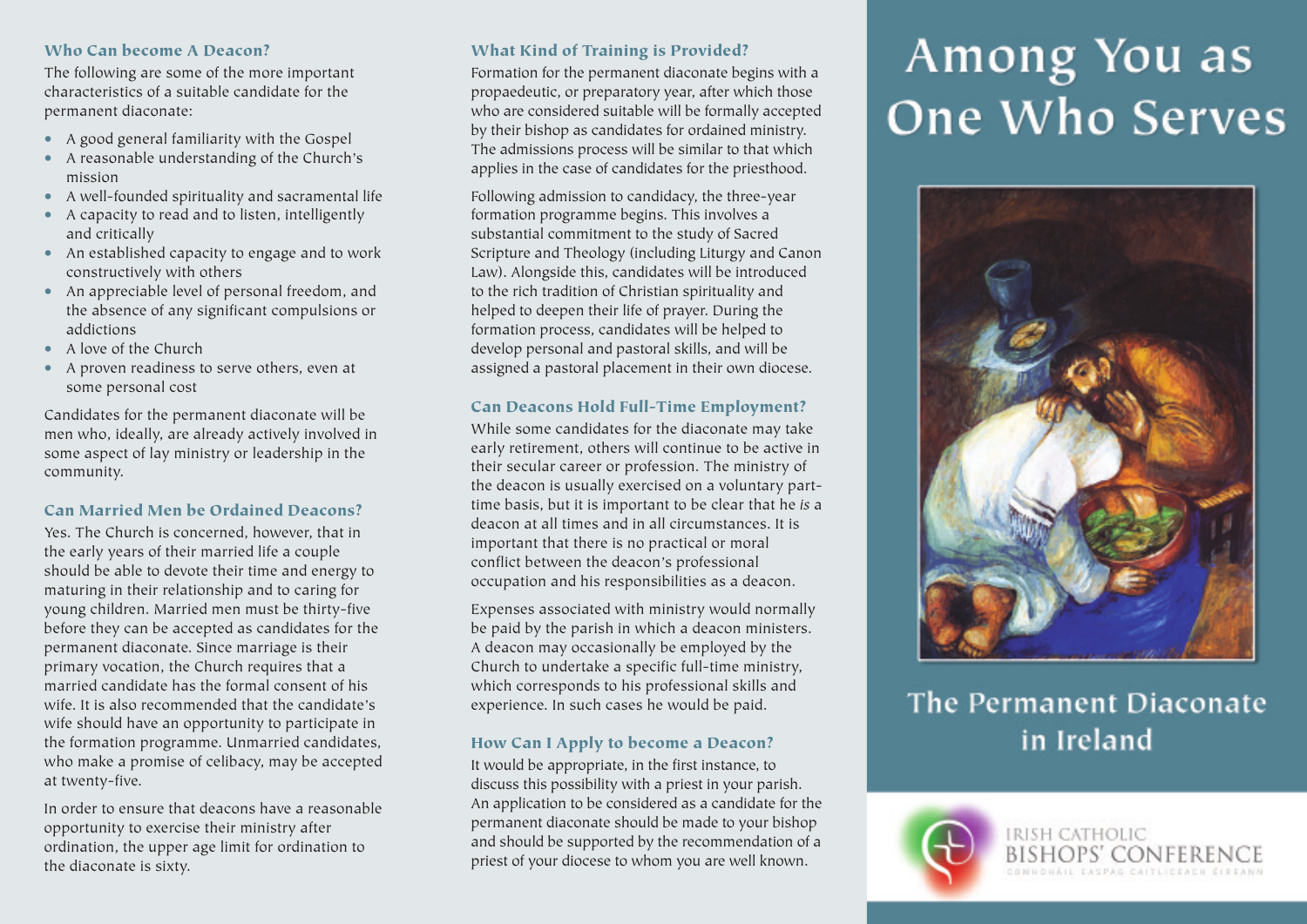## Who Can become A Deacon?

The following are some of the more important characteristics of a suitable candidate for the permanent diaconate:

- A good general familiarity with the Gospel
- A reasonable understanding of the Church's mission
- A well-founded spirituality and sacramental life
- A capacity to read and to listen, intelligently and critically
- An established capacity to engage and to work constructively with others
- An appreciable level of personal freedom, and the absence of any significant compulsions or addictions
- A love of the Church
- A proven readiness to serve others, even at some personal cost

Candidates for the permanent diaconate will be men who, ideally, are already actively involved in some aspect of lay ministry or leadership in the community.

## Can Married Men be Ordained Deacons?

Yes. The Church is concerned, however, that in the early years of their married life a couple should be able to devote their time and energy to maturing in their relationship and to caring for young children. Married men must be thirty-five before they can be accepted as candidates for the permanent diaconate. Since marriage is their primary vocation, the Church requires that a married candidate has the formal consent of his wife. It is also recommended that the candidate's wife should have an opportunity to participate in the formation programme. Unmarried candidates, who make a promise of celibacy, may be accepted at twenty-five.

In order to ensure that deacons have a reasonable opportunity to exercise their ministry after ordination, the upper age limit for ordination to the diaconate is sixty.

## What Kind of Training is Provided?

Formation for the permanent diaconate begins with a propaedeutic, or preparatory year, after which those who are considered suitable will be formally accepted by their bishop as candidates for ordained ministry. The admissions process will be similar to that which applies in the case of candidates for the priesthood.

Following admission to candidacy, the three-year formation programme begins. This involves a substantial commitment to the study of Sacred Scripture and Theology (including Liturgy and Canon Law). Alongside this, candidates will be introduced to the rich tradition of Christian spirituality and helped to deepen their life of prayer. During the formation process, candidates will be helped to develop personal and pastoral skills, and will be assigned a pastoral placement in their own diocese.

## Can Deacons Hold Full-Time Employment?

While some candidates for the diaconate may take early retirement, others will continue to be active in their secular career or profession. The ministry of the deacon is usually exercised on a voluntary part-time basis, but it is important to be clear that he *is* a deacon at all times and in all circumstances. It is important that there is no practical or moral conflict between the deacon's professional occupation and his responsibilities as a deacon.

Expenses associated with ministry would normally be paid by the parish in which a deacon ministers. A deacon may occasionally be employed by the Church to undertake a specific full-time ministry, which corresponds to his professional skills and experience. In such cases he would be paid.

## How Can I Apply to become a Deacon?

It would be appropriate, in the first instance, to discuss this possibility with a priest in your parish. An application to be considered as a candidate for the permanent diaconate should be made to your bishop and should be supported by the recommendation of a priest of your diocese to whom you are well known.

# Among You as One Who Serves

## The Permanent Diaconate in Ireland

IRISH CATHOLIC BISHOPS' CONFERENCE

COMHDHÁIL EASPAG CAITLICEACH ÉIREANN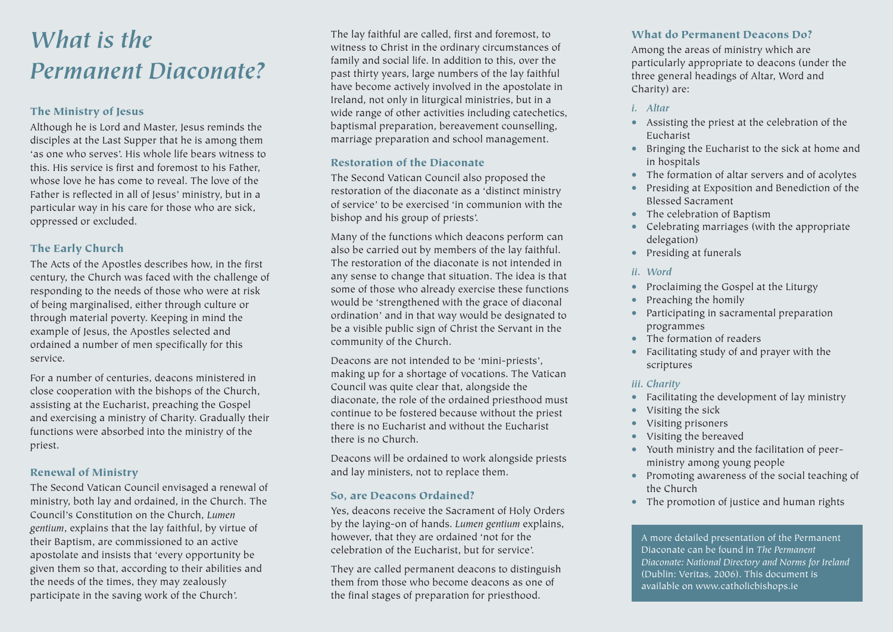# *What is the Permanent Diaconate?*

## The Ministry of Jesus

Although he is Lord and Master, Jesus reminds the disciples at the Last Supper that he is among them 'as one who serves'. His whole life bears witness to this. His service is first and foremost to his Father, whose love he has come to reveal. The love of the Father is reflected in all of Jesus' ministry, but in a particular way in his care for those who are sick, oppressed or excluded.

## The Early Church

The Acts of the Apostles describes how, in the first century, the Church was faced with the challenge of responding to the needs of those who were at risk of being marginalised, either through culture or through material poverty. Keeping in mind the example of Jesus, the Apostles selected and ordained a number of men specifically for this service.

For a number of centuries, deacons ministered in close cooperation with the bishops of the Church, assisting at the Eucharist, preaching the Gospel and exercising a ministry of Charity. Gradually their functions were absorbed into the ministry of the priest.

## Renewal of Ministry

The Second Vatican Council envisaged a renewal of ministry, both lay and ordained, in the Church. The Council's Constitution on the Church, *Lumen gentium*, explains that the lay faithful, by virtue of their Baptism, are commissioned to an active apostolate and insists that 'every opportunity be given them so that, according to their abilities and the needs of the times, they may zealously participate in the saving work of the Church'.

The lay faithful are called, first and foremost, to witness to Christ in the ordinary circumstances of family and social life. In addition to this, over the past thirty years, large numbers of the lay faithful have become actively involved in the apostolate in Ireland, not only in liturgical ministries, but in a wide range of other activities including catechetics, baptismal preparation, bereavement counselling, marriage preparation and school management.

## Restoration of the Diaconate

The Second Vatican Council also proposed the restoration of the diaconate as a 'distinct ministry of service' to be exercised 'in communion with the bishop and his group of priests'.

Many of the functions which deacons perform can also be carried out by members of the lay faithful. The restoration of the diaconate is not intended in any sense to change that situation. The idea is that some of those who already exercise these functions would be 'strengthened with the grace of diaconal ordination' and in that way would be designated to be a visible public sign of Christ the Servant in the community of the Church.

Deacons are not intended to be 'mini-priests', making up for a shortage of vocations. The Vatican Council was quite clear that, alongside the diaconate, the role of the ordained priesthood must continue to be fostered because without the priest there is no Eucharist and without the Eucharist there is no Church.

Deacons will be ordained to work alongside priests and lay ministers, not to replace them.

## So, are Deacons Ordained?

Yes, deacons receive the Sacrament of Holy Orders by the laying-on of hands. *Lumen gentium* explains, however, that they are ordained 'not for the celebration of the Eucharist, but for service'.

They are called permanent deacons to distinguish them from those who become deacons as one of the final stages of preparation for priesthood.

## What do Permanent Deacons Do?

Among the areas of ministry which are particularly appropriate to deacons (under the three general headings of Altar, Word and Charity) are:

*i. Altar*

- Assisting the priest at the celebration of the Eucharist
- Bringing the Eucharist to the sick at home and in hospitals
- The formation of altar servers and of acolytes
- Presiding at Exposition and Benediction of the Blessed Sacrament
- The celebration of Baptism
- Celebrating marriages (with the appropriate delegation)
- Presiding at funerals

*ii. Word*

- Proclaiming the Gospel at the Liturgy
- Preaching the homily
- Participating in sacramental preparation programmes
- The formation of readers
- Facilitating study of and prayer with the scriptures

*iii. Charity*

- Facilitating the development of lay ministry
- Visiting the sick
- Visiting prisoners
- Visiting the bereaved
- Youth ministry and the facilitation of peer-ministry among young people
- Promoting awareness of the social teaching of the Church
- The promotion of justice and human rights

A more detailed presentation of the Permanent Diaconate can be found in *The Permanent Diaconate: National Directory and Norms for Ireland* (Dublin: Veritas, 2006). This document is available on www.catholicbishops.ie